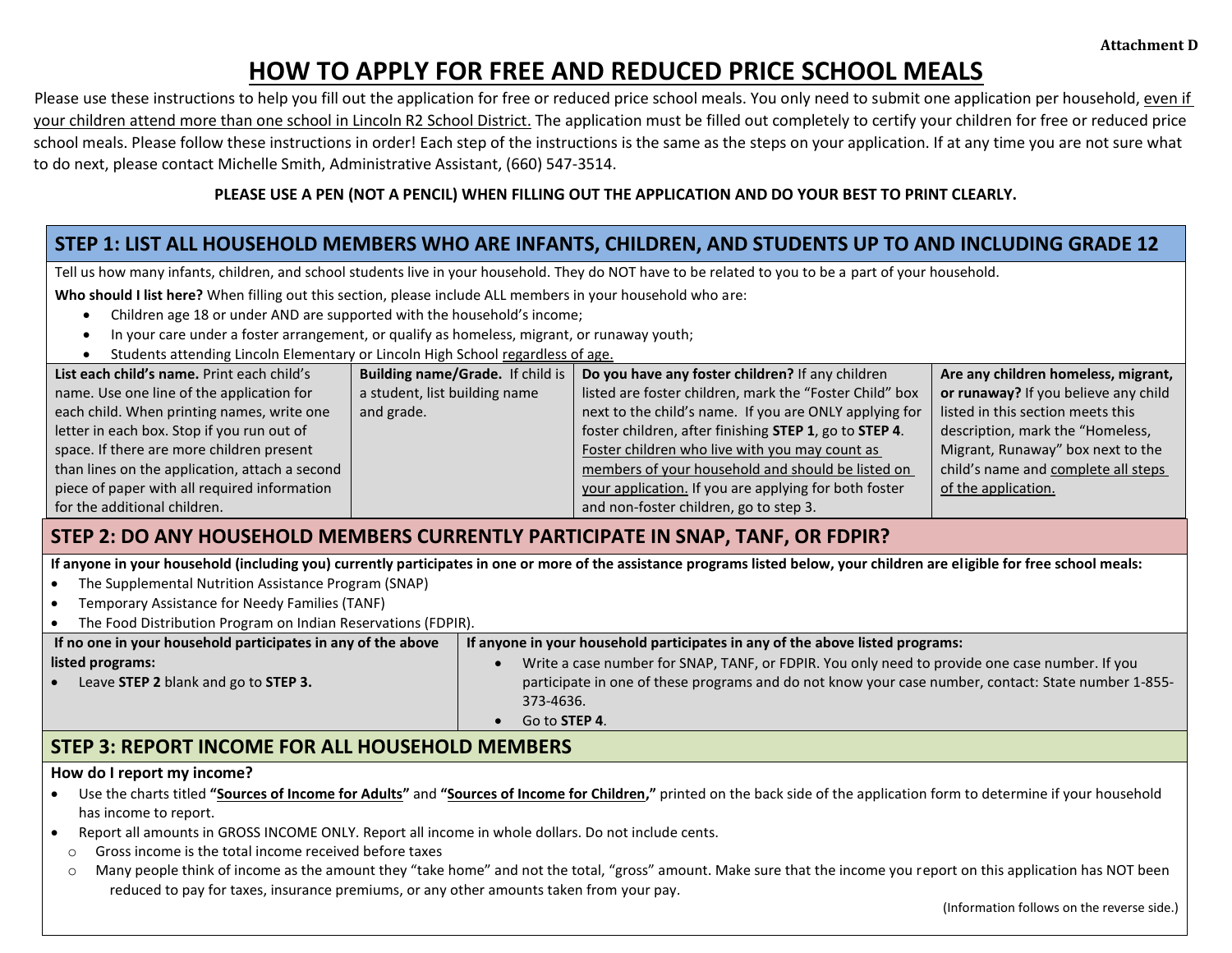Attachment D

# HOW TO APPLY FOR FREE AND REDUCED PRICE SCHOOL MEALS

Please use these instructions to help you fill out the application for free or reduced price school meals. You only need to submit one application per household, <u>even if your children attend more than one school in Lincoln R2 School District.</u> The application must be filled out completely to certify your children for free or reduced price school meals. Please follow these instructions in order! Each step of the instructions is the same as the steps on your application. If at any time you are not sure what to do next, please contact Michelle Smith, Administrative Assistant, (660) 547-3514.

**PLEASE USE A PEN (NOT A PENCIL) WHEN FILLING OUT THE APPLICATION AND DO YOUR BEST TO PRINT CLEARLY.**

## STEP 1: LIST ALL HOUSEHOLD MEMBERS WHO ARE INFANTS, CHILDREN, AND STUDENTS UP TO AND INCLUDING GRADE 12

Tell us how many infants, children, and school students live in your household. They do NOT have to be related to you to be a part of your household.

**Who should I list here?** When filling out this section, please include ALL members in your household who are:

- Children age 18 or under AND are supported with the household's income;
- In your care under a foster arrangement, or qualify as homeless, migrant, or runaway youth;
- Students attending Lincoln Elementary or Lincoln High School <u>regardless of age.</u>

| **List each child's name.** Print each child's name. Use one line of the application for each child. When printing names, write one letter in each box. Stop if you run out of space. If there are more children present than lines on the application, attach a second piece of paper with all required information for the additional children. | **Building name/Grade.** If child is a student, list building name and grade. | **Do you have any foster children?** If any children listed are foster children, mark the "Foster Child" box next to the child's name. If you are ONLY applying for foster children, after finishing **STEP 1**, go to **STEP 4**. <u>Foster children who live with you may count as members of your household and should be listed on your application.</u> If you are applying for both foster and non-foster children, go to step 3. | **Are any children homeless, migrant, or runaway?** If you believe any child listed in this section meets this description, mark the "Homeless, Migrant, Runaway" box next to the child's name and <u>complete all steps of the application.</u> |
|---|---|---|---|

## STEP 2: DO ANY HOUSEHOLD MEMBERS CURRENTLY PARTICIPATE IN SNAP, TANF, OR FDPIR?

**If anyone in your household (including you) currently participates in one or more of the assistance programs listed below, your children are eligible for free school meals:**

- The Supplemental Nutrition Assistance Program (SNAP)
- Temporary Assistance for Needy Families (TANF)
- The Food Distribution Program on Indian Reservations (FDPIR).

| **If no one in your household participates in any of the above listed programs:** | **If anyone in your household participates in any of the above listed programs:** |
|---|---|
| • Leave **STEP 2** blank and go to **STEP 3.** | • Write a case number for SNAP, TANF, or FDPIR. You only need to provide one case number. If you participate in one of these programs and do not know your case number, contact: State number 1-855-373-4636.<br>• Go to **STEP 4**. |

## STEP 3: REPORT INCOME FOR ALL HOUSEHOLD MEMBERS

**How do I report my income?**

- Use the charts titled **"<u>Sources of Income for Adults</u>"** and **"<u>Sources of Income for Children</u>,"** printed on the back side of the application form to determine if your household has income to report.
- Report all amounts in GROSS INCOME ONLY. Report all income in whole dollars. Do not include cents.
  - Gross income is the total income received before taxes
  - Many people think of income as the amount they "take home" and not the total, "gross" amount. Make sure that the income you report on this application has NOT been reduced to pay for taxes, insurance premiums, or any other amounts taken from your pay.

(Information follows on the reverse side.)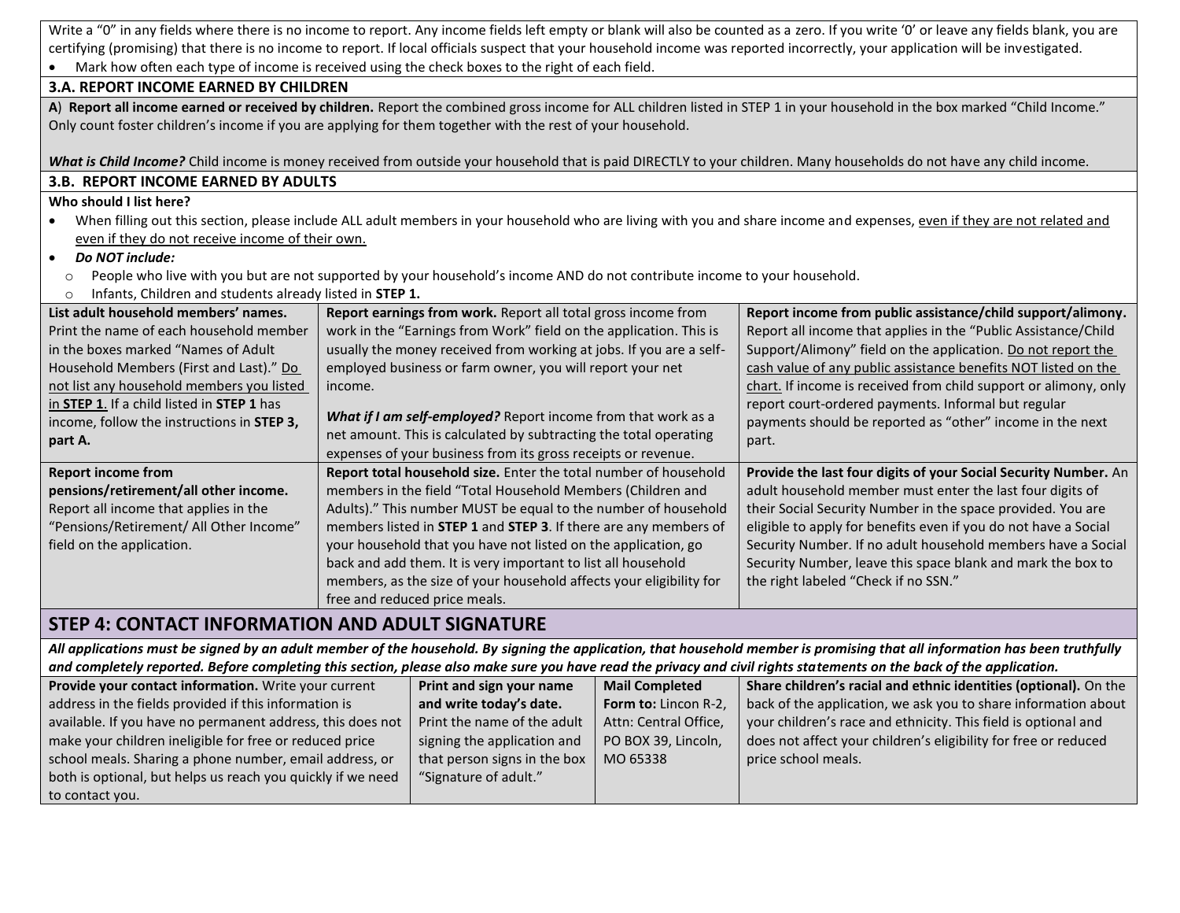Write a "0" in any fields where there is no income to report. Any income fields left empty or blank will also be counted as a zero. If you write '0' or leave any fields blank, you are certifying (promising) that there is no income to report. If local officials suspect that your household income was reported incorrectly, your application will be investigated.

- Mark how often each type of income is received using the check boxes to the right of each field.

### 3.A. REPORT INCOME EARNED BY CHILDREN

A) **Report all income earned or received by children.** Report the combined gross income for ALL children listed in STEP 1 in your household in the box marked "Child Income." Only count foster children's income if you are applying for them together with the rest of your household.

***What is Child Income?*** Child income is money received from outside your household that is paid DIRECTLY to your children. Many households do not have any child income.

### 3.B. REPORT INCOME EARNED BY ADULTS

**Who should I list here?**

- When filling out this section, please include ALL adult members in your household who are living with you and share income and expenses, even if they are not related and even if they do not receive income of their own.
- ***Do NOT include:***
  - People who live with you but are not supported by your household's income AND do not contribute income to your household.
  - Infants, Children and students already listed in **STEP 1.**

| | | |
|---|---|---|
| **List adult household members' names.** Print the name of each household member in the boxes marked "Names of Adult Household Members (First and Last)." Do not list any household members you listed in **STEP 1**. If a child listed in **STEP 1** has income, follow the instructions in **STEP 3, part A.** | **Report earnings from work.** Report all total gross income from work in the "Earnings from Work" field on the application. This is usually the money received from working at jobs. If you are a self-employed business or farm owner, you will report your net income.<br><br>***What if I am self-employed?*** Report income from that work as a net amount. This is calculated by subtracting the total operating expenses of your business from its gross receipts or revenue. | **Report income from public assistance/child support/alimony.** Report all income that applies in the "Public Assistance/Child Support/Alimony" field on the application. Do not report the cash value of any public assistance benefits NOT listed on the chart. If income is received from child support or alimony, only report court-ordered payments. Informal but regular payments should be reported as "other" income in the next part. |
| **Report income from pensions/retirement/all other income.** Report all income that applies in the "Pensions/Retirement/ All Other Income" field on the application. | **Report total household size.** Enter the total number of household members in the field "Total Household Members (Children and Adults)." This number MUST be equal to the number of household members listed in **STEP 1** and **STEP 3**. If there are any members of your household that you have not listed on the application, go back and add them. It is very important to list all household members, as the size of your household affects your eligibility for free and reduced price meals. | **Provide the last four digits of your Social Security Number.** An adult household member must enter the last four digits of their Social Security Number in the space provided. You are eligible to apply for benefits even if you do not have a Social Security Number. If no adult household members have a Social Security Number, leave this space blank and mark the box to the right labeled "Check if no SSN." |

## STEP 4: CONTACT INFORMATION AND ADULT SIGNATURE

***All applications must be signed by an adult member of the household. By signing the application, that household member is promising that all information has been truthfully and completely reported. Before completing this section, please also make sure you have read the privacy and civil rights statements on the back of the application.***

| | | | |
|---|---|---|---|
| **Provide your contact information.** Write your current address in the fields provided if this information is available. If you have no permanent address, this does not make your children ineligible for free or reduced price school meals. Sharing a phone number, email address, or both is optional, but helps us reach you quickly if we need to contact you. | **Print and sign your name and write today's date.** Print the name of the adult signing the application and that person signs in the box "Signature of adult." | **Mail Completed Form to:** Lincon R-2, Attn: Central Office, PO BOX 39, Lincoln, MO 65338 | **Share children's racial and ethnic identities (optional).** On the back of the application, we ask you to share information about your children's race and ethnicity. This field is optional and does not affect your children's eligibility for free or reduced price school meals. |